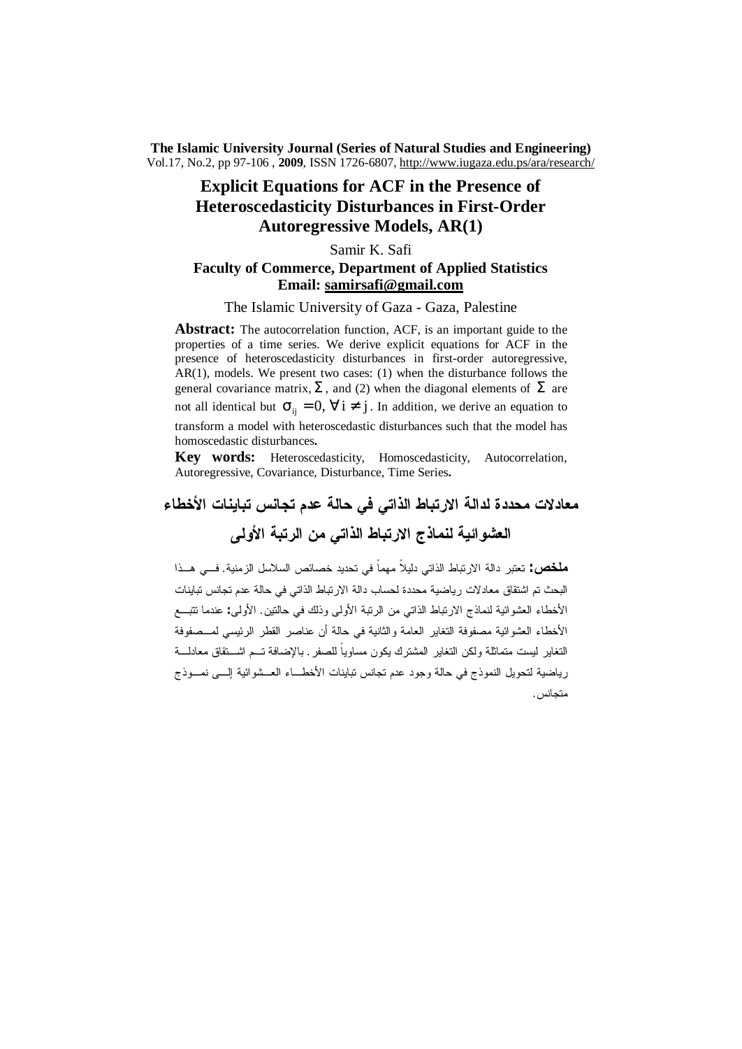**The Islamic University Journal (Series of Natural Studies and Engineering)**
Vol.17, No.2, pp 97-106 , **2009**, ISSN 1726-6807, http://www.iugaza.edu.ps/ara/research/

# Explicit Equations for ACF in the Presence of Heteroscedasticity Disturbances in First-Order Autoregressive Models, AR(1)

Samir K. Safi

**Faculty of Commerce, Department of Applied Statistics**
**Email: samirsafi@gmail.com**

The Islamic University of Gaza - Gaza, Palestine

**Abstract:** The autocorrelation function, ACF, is an important guide to the properties of a time series. We derive explicit equations for ACF in the presence of heteroscedasticity disturbances in first-order autoregressive, AR(1), models. We present two cases: (1) when the disturbance follows the general covariance matrix, $\Sigma$, and (2) when the diagonal elements of $\Sigma$ are not all identical but $\sigma_{ij} = 0, \forall i \neq j$. In addition, we derive an equation to transform a model with heteroscedastic disturbances such that the model has homoscedastic disturbances**.**

**Key words:** Heteroscedasticity, Homoscedasticity, Autocorrelation, Autoregressive, Covariance, Disturbance, Time Series**.**

# معادلات محددة لدالة الارتباط الذاتي في حالة عدم تجانس تباينات الأخطاء العشوائية لنماذج الارتباط الذاتي من الرتبة الأولى

**ملخص:** تعتبر دالة الارتباط الذاتي دليلاً مهماً في تحديد خصائص السلاسل الزمنية. في هذا البحث تم اشتقاق معادلات رياضية محددة لحساب دالة الارتباط الذاتي في حالة عدم تجانس تباينات الأخطاء العشوائية لنماذج الارتباط الذاتي من الرتبة الأولى وذلك في حالتين. الأولى**:** عندما تتبع الأخطاء العشوائية مصفوفة التغاير العامة والثانية في حالة أن عناصر القطر الرئيسي لمصفوفة التغاير ليست متماثلة ولكن التغاير المشترك يكون مساوياً للصفر. بالإضافة تم اشتقاق معادلة رياضية لتحويل النموذج في حالة وجود عدم تجانس تباينات الأخطاء العشوائية إلى نموذج متجانس.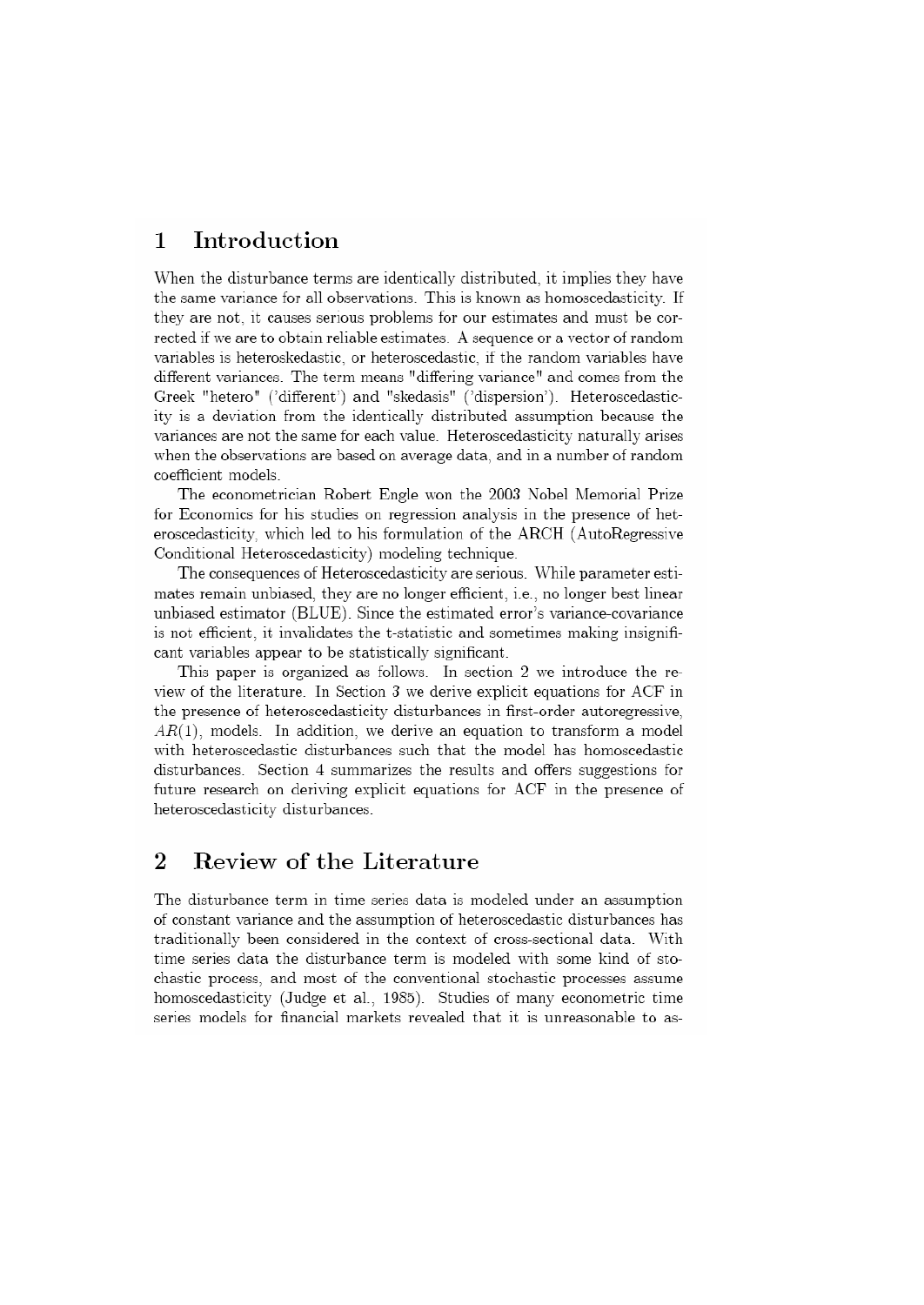# 1 Introduction

When the disturbance terms are identically distributed, it implies they have the same variance for all observations. This is known as homoscedasticity. If they are not, it causes serious problems for our estimates and must be corrected if we are to obtain reliable estimates. A sequence or a vector of random variables is heteroskedastic, or heteroscedastic, if the random variables have different variances. The term means "differing variance" and comes from the Greek "hetero" ('different') and "skedasis" ('dispersion'). Heteroscedasticity is a deviation from the identically distributed assumption because the variances are not the same for each value. Heteroscedasticity naturally arises when the observations are based on average data, and in a number of random coefficient models.

The econometrician Robert Engle won the 2003 Nobel Memorial Prize for Economics for his studies on regression analysis in the presence of heteroscedasticity, which led to his formulation of the ARCH (AutoRegressive Conditional Heteroscedasticity) modeling technique.

The consequences of Heteroscedasticity are serious. While parameter estimates remain unbiased, they are no longer efficient, i.e., no longer best linear unbiased estimator (BLUE). Since the estimated error's variance-covariance is not efficient, it invalidates the t-statistic and sometimes making insignificant variables appear to be statistically significant.

This paper is organized as follows. In section 2 we introduce the review of the literature. In Section 3 we derive explicit equations for ACF in the presence of heteroscedasticity disturbances in first-order autoregressive, $AR(1)$, models. In addition, we derive an equation to transform a model with heteroscedastic disturbances such that the model has homoscedastic disturbances. Section 4 summarizes the results and offers suggestions for future research on deriving explicit equations for ACF in the presence of heteroscedasticity disturbances.

# 2 Review of the Literature

The disturbance term in time series data is modeled under an assumption of constant variance and the assumption of heteroscedastic disturbances has traditionally been considered in the context of cross-sectional data. With time series data the disturbance term is modeled with some kind of stochastic process, and most of the conventional stochastic processes assume homoscedasticity (Judge et al., 1985). Studies of many econometric time series models for financial markets revealed that it is unreasonable to as-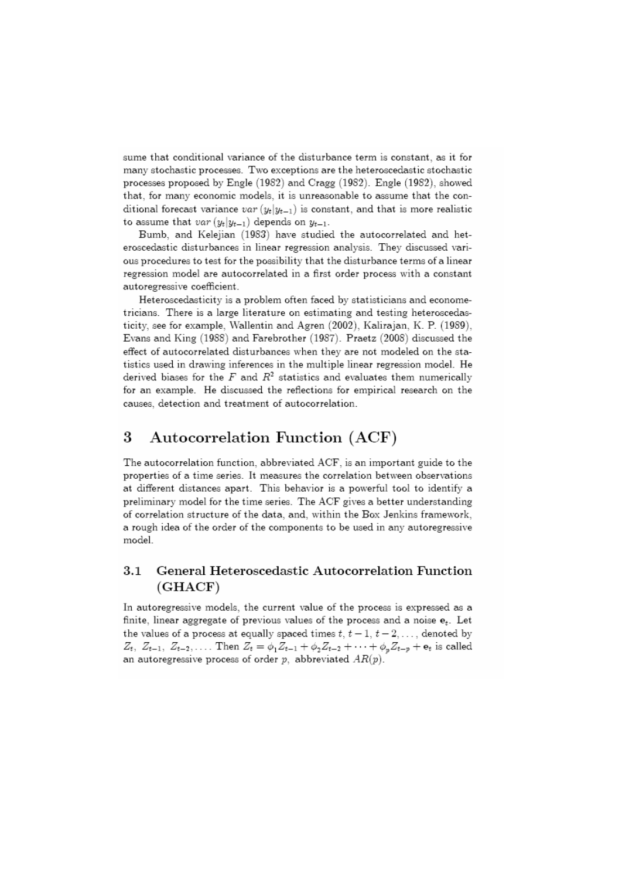sume that conditional variance of the disturbance term is constant, as it for many stochastic processes. Two exceptions are the heteroscedastic stochastic processes proposed by Engle (1982) and Cragg (1982). Engle (1982), showed that, for many economic models, it is unreasonable to assume that the conditional forecast variance $var(y_t|y_{t-1})$ is constant, and that is more realistic to assume that $var(y_t|y_{t-1})$ depends on $y_{t-1}$.

Bumb, and Kelejian (1983) have studied the autocorrelated and heteroscedastic disturbances in linear regression analysis. They discussed various procedures to test for the possibility that the disturbance terms of a linear regression model are autocorrelated in a first order process with a constant autoregressive coefficient.

Heteroscedasticity is a problem often faced by statisticians and econometricians. There is a large literature on estimating and testing heteroscedasticity, see for example, Wallentin and Agren (2002), Kalirajan, K. P. (1989), Evans and King (1988) and Farebrother (1987). Praetz (2008) discussed the effect of autocorrelated disturbances when they are not modeled on the statistics used in drawing inferences in the multiple linear regression model. He derived biases for the $F$ and $R^2$ statistics and evaluates them numerically for an example. He discussed the reflections for empirical research on the causes, detection and treatment of autocorrelation.

## 3 Autocorrelation Function (ACF)

The autocorrelation function, abbreviated ACF, is an important guide to the properties of a time series. It measures the correlation between observations at different distances apart. This behavior is a powerful tool to identify a preliminary model for the time series. The ACF gives a better understanding of correlation structure of the data, and, within the Box Jenkins framework, a rough idea of the order of the components to be used in any autoregressive model.

### 3.1 General Heteroscedastic Autocorrelation Function (GHACF)

In autoregressive models, the current value of the process is expressed as a finite, linear aggregate of previous values of the process and a noise $\mathbf{e}_t$. Let the values of a process at equally spaced times $t, t-1, t-2, \ldots$, denoted by $Z_t, Z_{t-1}, Z_{t-2}, \ldots$. Then $Z_t = \phi_1 Z_{t-1} + \phi_2 Z_{t-2} + \cdots + \phi_p Z_{t-p} + \mathbf{e}_t$ is called an autoregressive process of order $p$, abbreviated $AR(p)$.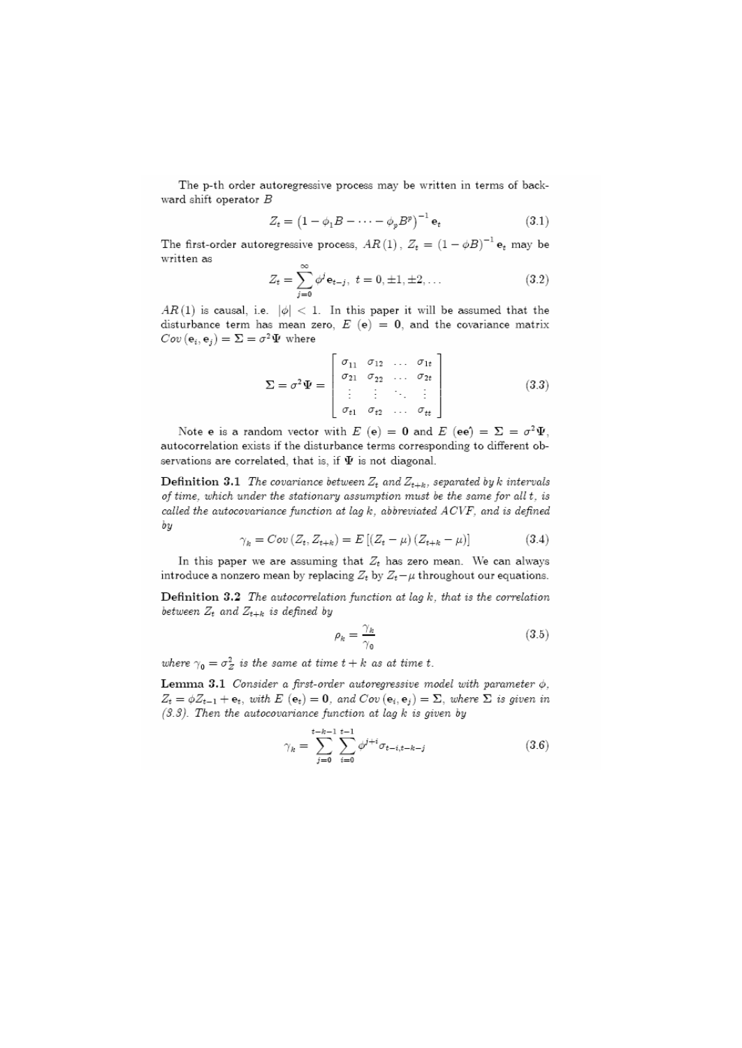The p-th order autoregressive process may be written in terms of backward shift operator $B$

$$Z_t = \left(1 - \phi_1 B - \cdots - \phi_p B^p\right)^{-1} \mathbf{e}_t \tag{3.1}$$

The first-order autoregressive process, $AR(1)$, $Z_t = (1 - \phi B)^{-1} \mathbf{e}_t$ may be written as

$$Z_t = \sum_{j=0}^{\infty} \phi^j \mathbf{e}_{t-j}, \; t = 0, \pm 1, \pm 2, \ldots \tag{3.2}$$

$AR(1)$ is causal, i.e. $|\phi| < 1$. In this paper it will be assumed that the disturbance term has mean zero, $E(\mathbf{e}) = \mathbf{0}$, and the covariance matrix $Cov(\mathbf{e}_i, \mathbf{e}_j) = \mathbf{\Sigma} = \sigma^2 \mathbf{\Psi}$ where

$$\mathbf{\Sigma} = \sigma^2 \mathbf{\Psi} = \begin{bmatrix} \sigma_{11} & \sigma_{12} & \ldots & \sigma_{1t} \\ \sigma_{21} & \sigma_{22} & \ldots & \sigma_{2t} \\ \vdots & \vdots & \ddots & \vdots \\ \sigma_{t1} & \sigma_{t2} & \ldots & \sigma_{tt} \end{bmatrix} \tag{3.3}$$

Note $\mathbf{e}$ is a random vector with $E(\mathbf{e}) = \mathbf{0}$ and $E(\mathbf{e}\mathbf{e}') = \mathbf{\Sigma} = \sigma^2 \mathbf{\Psi}$, autocorrelation exists if the disturbance terms corresponding to different observations are correlated, that is, if $\mathbf{\Psi}$ is not diagonal.

**Definition 3.1** *The covariance between $Z_t$ and $Z_{t+k}$, separated by $k$ intervals of time, which under the stationary assumption must be the same for all $t$, is called the autocovariance function at lag $k$, abbreviated ACVF, and is defined by*

$$\gamma_k = Cov(Z_t, Z_{t+k}) = E\left[(Z_t - \mu)(Z_{t+k} - \mu)\right] \tag{3.4}$$

In this paper we are assuming that $Z_t$ has zero mean. We can always introduce a nonzero mean by replacing $Z_t$ by $Z_t - \mu$ throughout our equations.

**Definition 3.2** *The autocorrelation function at lag $k$, that is the correlation between $Z_t$ and $Z_{t+k}$ is defined by*

$$\rho_k = \frac{\gamma_k}{\gamma_0} \tag{3.5}$$

*where $\gamma_0 = \sigma_Z^2$ is the same at time $t + k$ as at time $t$.*

**Lemma 3.1** *Consider a first-order autoregressive model with parameter $\phi$, $Z_t = \phi Z_{t-1} + \mathbf{e}_t$, with $E(\mathbf{e}_t) = \mathbf{0}$, and $Cov(\mathbf{e}_i, \mathbf{e}_j) = \mathbf{\Sigma}$, where $\mathbf{\Sigma}$ is given in (3.3). Then the autocovariance function at lag $k$ is given by*

$$\gamma_k = \sum_{j=0}^{t-k-1} \sum_{i=0}^{t-1} \phi^{j+i} \sigma_{t-i, t-k-j} \tag{3.6}$$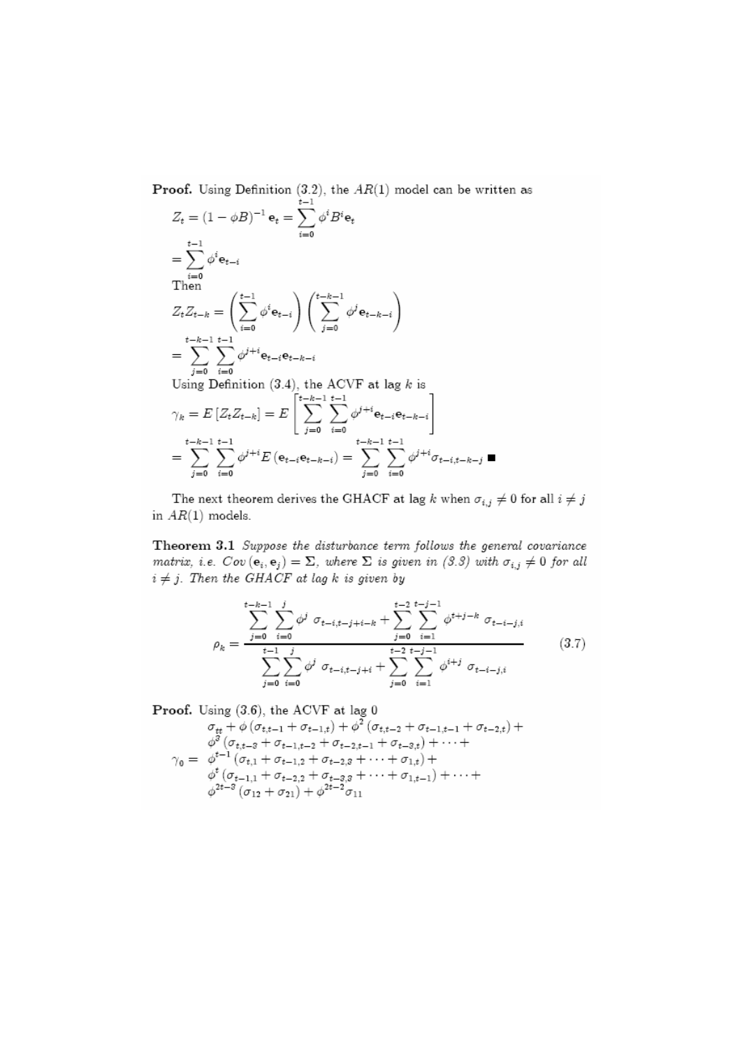**Proof.** Using Definition (3.2), the $AR(1)$ model can be written as

$$Z_t = (1-\phi B)^{-1}\,\mathbf{e}_t = \sum_{i=0}^{t-1}\phi^i B^i \mathbf{e}_t$$

$$= \sum_{i=0}^{t-1}\phi^i \mathbf{e}_{t-i}$$

Then

$$Z_t Z_{t-k} = \left(\sum_{i=0}^{t-1}\phi^i \mathbf{e}_{t-i}\right)\left(\sum_{j=0}^{t-k-1}\phi^j \mathbf{e}_{t-k-i}\right)$$

$$= \sum_{j=0}^{t-k-1}\sum_{i=0}^{t-1}\phi^{j+i}\mathbf{e}_{t-i}\mathbf{e}_{t-k-i}$$

Using Definition (3.4), the ACVF at lag $k$ is

$$\gamma_k = E\left[Z_t Z_{t-k}\right] = E\left[\sum_{j=0}^{t-k-1}\sum_{i=0}^{t-1}\phi^{j+i}\mathbf{e}_{t-i}\mathbf{e}_{t-k-i}\right]$$

$$= \sum_{j=0}^{t-k-1}\sum_{i=0}^{t-1}\phi^{j+i}E\left(\mathbf{e}_{t-i}\mathbf{e}_{t-k-i}\right) = \sum_{j=0}^{t-k-1}\sum_{i=0}^{t-1}\phi^{j+i}\sigma_{t-i,t-k-j} \;\blacksquare$$

The next theorem derives the GHACF at lag $k$ when $\sigma_{i,j} \neq 0$ for all $i \neq j$ in $AR(1)$ models.

**Theorem 3.1** *Suppose the disturbance term follows the general covariance matrix, i.e.* $Cov\left(\mathbf{e}_i, \mathbf{e}_j\right) = \Sigma$*, where* $\Sigma$ *is given in (3.3) with* $\sigma_{i,j} \neq 0$ *for all* $i \neq j$*. Then the GHACF at lag* $k$ *is given by*

$$\rho_k = \frac{\displaystyle\sum_{j=0}^{t-k-1}\sum_{i=0}^{j}\phi^j\;\sigma_{t-i,t-j+i-k} + \sum_{j=0}^{t-2}\sum_{i=1}^{t-j-1}\phi^{t+j-k}\;\sigma_{t-i-j,i}}{\displaystyle\sum_{j=0}^{t-1}\sum_{i=0}^{j}\phi^j\;\sigma_{t-i,t-j+i} + \sum_{j=0}^{t-2}\sum_{i=1}^{t-j-1}\phi^{i+j}\;\sigma_{t-i-j,i}} \tag{3.7}$$

**Proof.** Using (3.6), the ACVF at lag 0

$$\gamma_0 = \begin{array}{l} \sigma_{tt} + \phi\left(\sigma_{t,t-1} + \sigma_{t-1,t}\right) + \phi^2\left(\sigma_{t,t-2} + \sigma_{t-1,t-1} + \sigma_{t-2,t}\right) + \\ \phi^3\left(\sigma_{t,t-3} + \sigma_{t-1,t-2} + \sigma_{t-2,t-1} + \sigma_{t-3,t}\right) + \cdots + \\ \phi^{t-1}\left(\sigma_{t,1} + \sigma_{t-1,2} + \sigma_{t-2,3} + \cdots + \sigma_{1,t}\right) + \\ \phi^{t}\left(\sigma_{t-1,1} + \sigma_{t-2,2} + \sigma_{t-3,3} + \cdots + \sigma_{1,t-1}\right) + \cdots + \\ \phi^{2t-3}\left(\sigma_{12} + \sigma_{21}\right) + \phi^{2t-2}\sigma_{11} \end{array}$$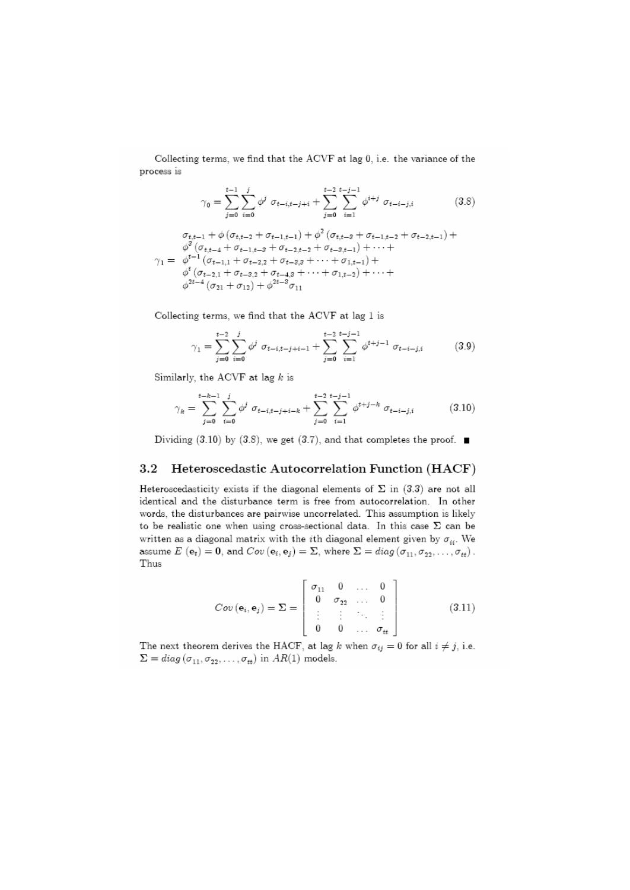Collecting terms, we find that the ACVF at lag 0, i.e. the variance of the process is

$$\gamma_0 = \sum_{j=0}^{t-1}\sum_{i=0}^{j} \phi^j \ \sigma_{t-i,t-j+i} + \sum_{j=0}^{t-2}\sum_{i=1}^{t-j-1} \phi^{i+j} \ \sigma_{t-i-j,i} \tag{3.8}$$

$$\gamma_1 = \begin{array}{l} \sigma_{t,t-1} + \phi\left(\sigma_{t,t-2} + \sigma_{t-1,t-1}\right) + \phi^2\left(\sigma_{t,t-3} + \sigma_{t-1,t-2} + \sigma_{t-2,t-1}\right) + \\ \phi^3\left(\sigma_{t,t-4} + \sigma_{t-1,t-3} + \sigma_{t-2,t-2} + \sigma_{t-3,t-1}\right) + \cdots + \\ \phi^{t-1}\left(\sigma_{t-1,1} + \sigma_{t-2,2} + \sigma_{t-3,3} + \cdots + \sigma_{1,t-1}\right) + \\ \phi^{t}\left(\sigma_{t-2,1} + \sigma_{t-3,2} + \sigma_{t-4,3} + \cdots + \sigma_{1,t-2}\right) + \cdots + \\ \phi^{2t-4}\left(\sigma_{21} + \sigma_{12}\right) + \phi^{2t-3}\sigma_{11} \end{array}$$

Collecting terms, we find that the ACVF at lag 1 is

$$\gamma_1 = \sum_{j=0}^{t-2}\sum_{i=0}^{j} \phi^j \ \sigma_{t-i,t-j+i-1} + \sum_{j=0}^{t-2}\sum_{i=1}^{t-j-1} \phi^{t+j-1} \ \sigma_{t-i-j,i} \tag{3.9}$$

Similarly, the ACVF at lag $k$ is

$$\gamma_k = \sum_{j=0}^{t-k-1}\sum_{i=0}^{j} \phi^j \ \sigma_{t-i,t-j+i-k} + \sum_{j=0}^{t-2}\sum_{i=1}^{t-j-1} \phi^{t+j-k} \ \sigma_{t-i-j,i} \tag{3.10}$$

Dividing (3.10) by (3.8), we get (3.7), and that completes the proof. ■

## 3.2 Heteroscedastic Autocorrelation Function (HACF)

Heteroscedasticity exists if the diagonal elements of $\Sigma$ in (3.3) are not all identical and the disturbance term is free from autocorrelation. In other words, the disturbances are pairwise uncorrelated. This assumption is likely to be realistic one when using cross-sectional data. In this case $\Sigma$ can be written as a diagonal matrix with the $i$th diagonal element given by $\sigma_{ii}$. We assume $E(\mathbf{e}_t) = \mathbf{0}$, and $Cov(\mathbf{e}_i, \mathbf{e}_j) = \Sigma$, where $\Sigma = diag(\sigma_{11}, \sigma_{22}, \ldots, \sigma_{tt})$. Thus

$$Cov(\mathbf{e}_i, \mathbf{e}_j) = \Sigma = \begin{bmatrix} \sigma_{11} & 0 & \ldots & 0 \\ 0 & \sigma_{22} & \ldots & 0 \\ \vdots & \vdots & \ddots & \vdots \\ 0 & 0 & \ldots & \sigma_{tt} \end{bmatrix} \tag{3.11}$$

The next theorem derives the HACF, at lag $k$ when $\sigma_{ij} = 0$ for all $i \neq j$, i.e. $\Sigma = diag(\sigma_{11}, \sigma_{22}, \ldots, \sigma_{tt})$ in $AR(1)$ models.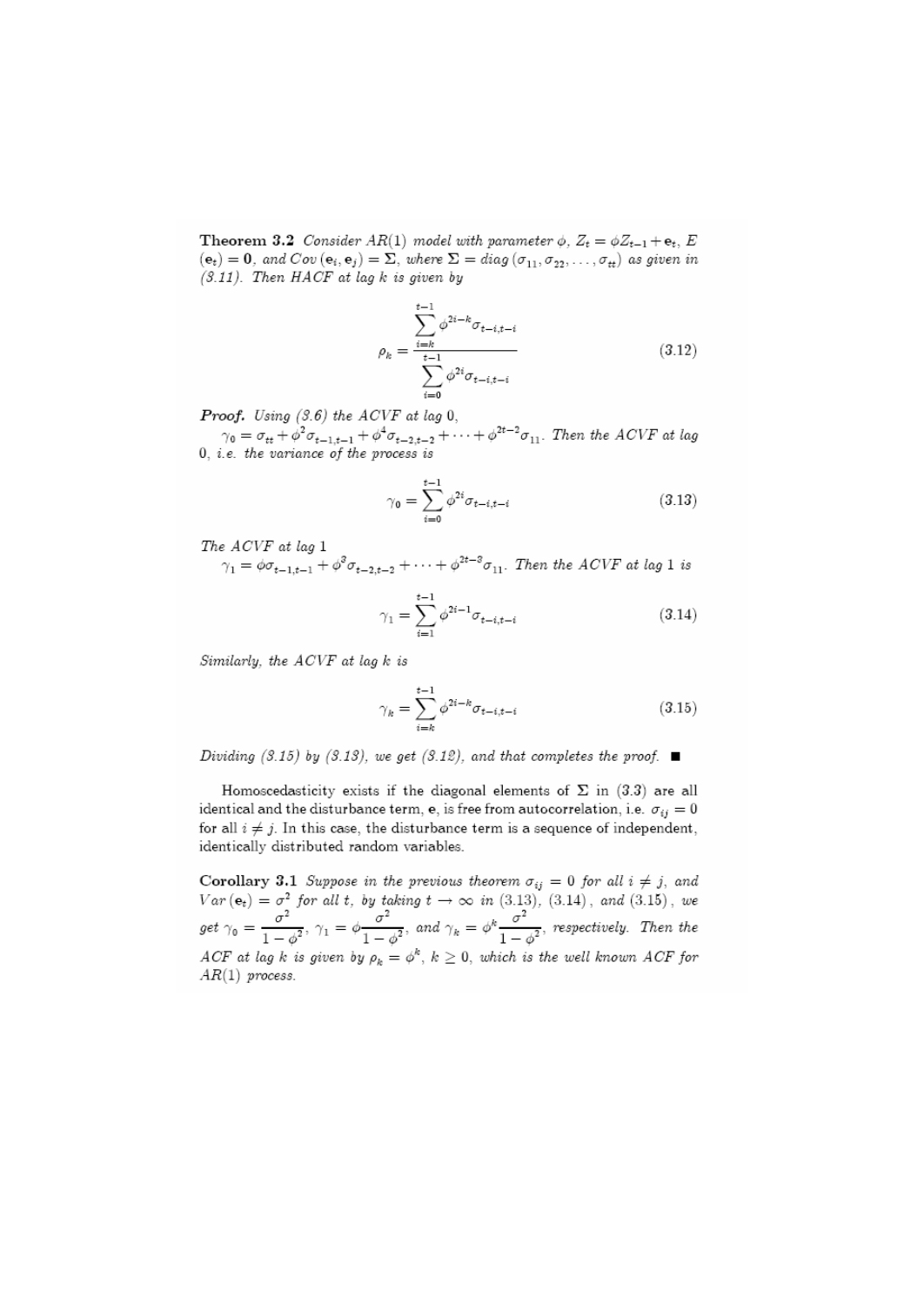**Theorem 3.2** *Consider AR(1) model with parameter $\phi$, $Z_t = \phi Z_{t-1} + \mathbf{e}_t$, $E(\mathbf{e}_t) = \mathbf{0}$, and $Cov(\mathbf{e}_i, \mathbf{e}_j) = \Sigma$, where $\Sigma = diag(\sigma_{11}, \sigma_{22}, \ldots, \sigma_{tt})$ as given in (3.11). Then HACF at lag k is given by*

$$\rho_k = \frac{\sum_{i=k}^{t-1} \phi^{2i-k} \sigma_{t-i,t-i}}{\sum_{i=0}^{t-1} \phi^{2i} \sigma_{t-i,t-i}} \tag{3.12}$$

***Proof.*** *Using (3.6) the ACVF at lag 0,*

$\gamma_0 = \sigma_{tt} + \phi^2 \sigma_{t-1,t-1} + \phi^4 \sigma_{t-2,t-2} + \cdots + \phi^{2t-2} \sigma_{11}$. *Then the ACVF at lag 0, i.e. the variance of the process is*

$$\gamma_0 = \sum_{i=0}^{t-1} \phi^{2i} \sigma_{t-i,t-i} \tag{3.13}$$

*The ACVF at lag 1*

$\gamma_1 = \phi \sigma_{t-1,t-1} + \phi^3 \sigma_{t-2,t-2} + \cdots + \phi^{2t-3} \sigma_{11}$. *Then the ACVF at lag 1 is*

$$\gamma_1 = \sum_{i=1}^{t-1} \phi^{2i-1} \sigma_{t-i,t-i} \tag{3.14}$$

*Similarly, the ACVF at lag k is*

$$\gamma_k = \sum_{i=k}^{t-1} \phi^{2i-k} \sigma_{t-i,t-i} \tag{3.15}$$

*Dividing (3.15) by (3.13), we get (3.12), and that completes the proof.* ■

Homoscedasticity exists if the diagonal elements of $\Sigma$ in (3.3) are all identical and the disturbance term, $\mathbf{e}$, is free from autocorrelation, i.e. $\sigma_{ij} = 0$ for all $i \neq j$. In this case, the disturbance term is a sequence of independent, identically distributed random variables.

**Corollary 3.1** *Suppose in the previous theorem $\sigma_{ij} = 0$ for all $i \neq j$, and $Var(\mathbf{e}_t) = \sigma^2$ for all t, by taking $t \to \infty$ in (3.13), (3.14), and (3.15), we get $\gamma_0 = \frac{\sigma^2}{1-\phi^2}$, $\gamma_1 = \phi \frac{\sigma^2}{1-\phi^2}$, and $\gamma_k = \phi^k \frac{\sigma^2}{1-\phi^2}$, respectively. Then the ACF at lag k is given by $\rho_k = \phi^k$, $k \geq 0$, which is the well known ACF for AR(1) process.*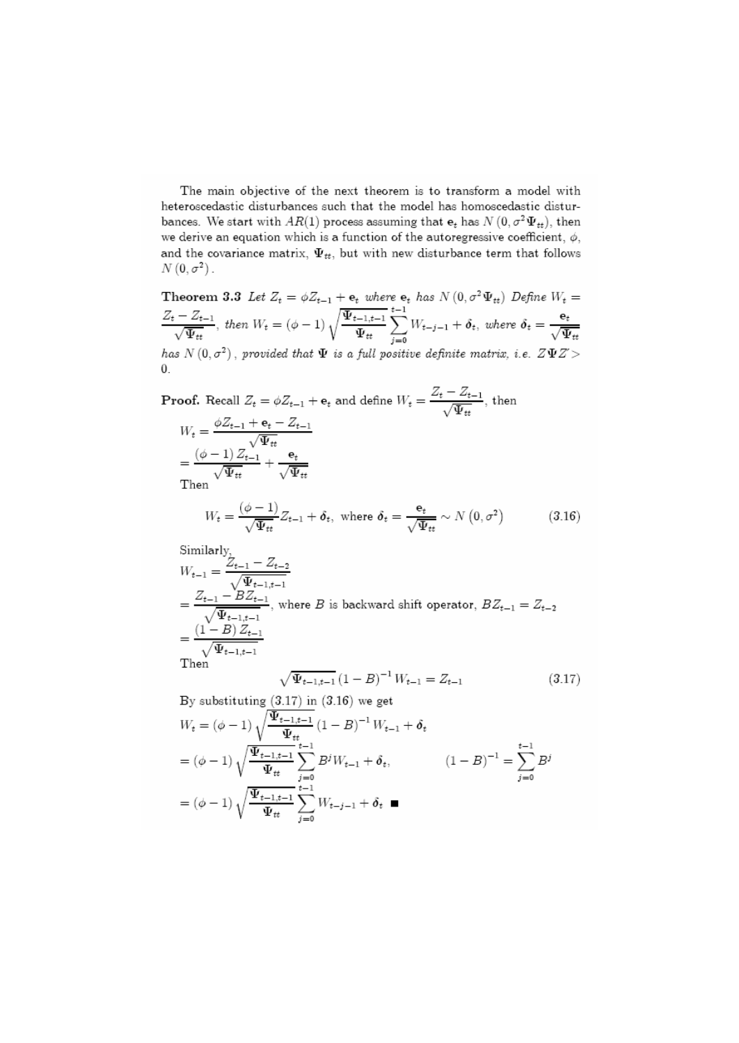The main objective of the next theorem is to transform a model with heteroscedastic disturbances such that the model has homoscedastic disturbances. We start with $AR(1)$ process assuming that $\mathbf{e}_t$ has $N(0, \sigma^2 \Psi_{tt})$, then we derive an equation which is a function of the autoregressive coefficient, $\phi$, and the covariance matrix, $\Psi_{tt}$, but with new disturbance term that follows $N(0, \sigma^2)$.

**Theorem 3.3** *Let $Z_t = \phi Z_{t-1} + \mathbf{e}_t$ where $\mathbf{e}_t$ has $N(0, \sigma^2 \Psi_{tt})$ Define $W_t = \dfrac{Z_t - Z_{t-1}}{\sqrt{\Psi_{tt}}}$, then $W_t = (\phi - 1)\sqrt{\dfrac{\Psi_{t-1,t-1}}{\Psi_{tt}}} \sum_{j=0}^{t-1} W_{t-j-1} + \boldsymbol{\delta}_t$, where $\boldsymbol{\delta}_t = \dfrac{\mathbf{e}_t}{\sqrt{\Psi_{tt}}}$ has $N(0, \sigma^2)$, provided that $\Psi$ is a full positive definite matrix, i.e. $Z\Psi Z' > 0$.*

**Proof.** Recall $Z_t = \phi Z_{t-1} + \mathbf{e}_t$ and define $W_t = \dfrac{Z_t - Z_{t-1}}{\sqrt{\Psi_{tt}}}$, then

$$
\begin{aligned}
W_t &= \frac{\phi Z_{t-1} + \mathbf{e}_t - Z_{t-1}}{\sqrt{\Psi_{tt}}} \\
&= \frac{(\phi - 1) Z_{t-1}}{\sqrt{\Psi_{tt}}} + \frac{\mathbf{e}_t}{\sqrt{\Psi_{tt}}}
\end{aligned}
$$

Then

$$
W_t = \frac{(\phi - 1)}{\sqrt{\Psi_{tt}}} Z_{t-1} + \boldsymbol{\delta}_t, \text{ where } \boldsymbol{\delta}_t = \frac{\mathbf{e}_t}{\sqrt{\Psi_{tt}}} \sim N\left(0, \sigma^2\right) \tag{3.16}
$$

Similarly,

$$
\begin{aligned}
W_{t-1} &= \frac{Z_{t-1} - Z_{t-2}}{\sqrt{\Psi_{t-1,t-1}}} \\
&= \frac{Z_{t-1} - BZ_{t-1}}{\sqrt{\Psi_{t-1,t-1}}}, \text{ where } B \text{ is backward shift operator, } BZ_{t-1} = Z_{t-2} \\
&= \frac{(1 - B) Z_{t-1}}{\sqrt{\Psi_{t-1,t-1}}}
\end{aligned}
$$

Then

$$
\sqrt{\Psi_{t-1,t-1}} \, (1 - B)^{-1} W_{t-1} = Z_{t-1} \tag{3.17}
$$

By substituting (3.17) in (3.16) we get

$$
\begin{aligned}
W_t &= (\phi - 1)\sqrt{\frac{\Psi_{t-1,t-1}}{\Psi_{tt}}} \, (1 - B)^{-1} W_{t-1} + \boldsymbol{\delta}_t \\
&= (\phi - 1)\sqrt{\frac{\Psi_{t-1,t-1}}{\Psi_{tt}}} \sum_{j=0}^{t-1} B^j W_{t-1} + \boldsymbol{\delta}_t, \qquad (1 - B)^{-1} = \sum_{j=0}^{t-1} B^j \\
&= (\phi - 1)\sqrt{\frac{\Psi_{t-1,t-1}}{\Psi_{tt}}} \sum_{j=0}^{t-1} W_{t-j-1} + \boldsymbol{\delta}_t \quad \blacksquare
\end{aligned}
$$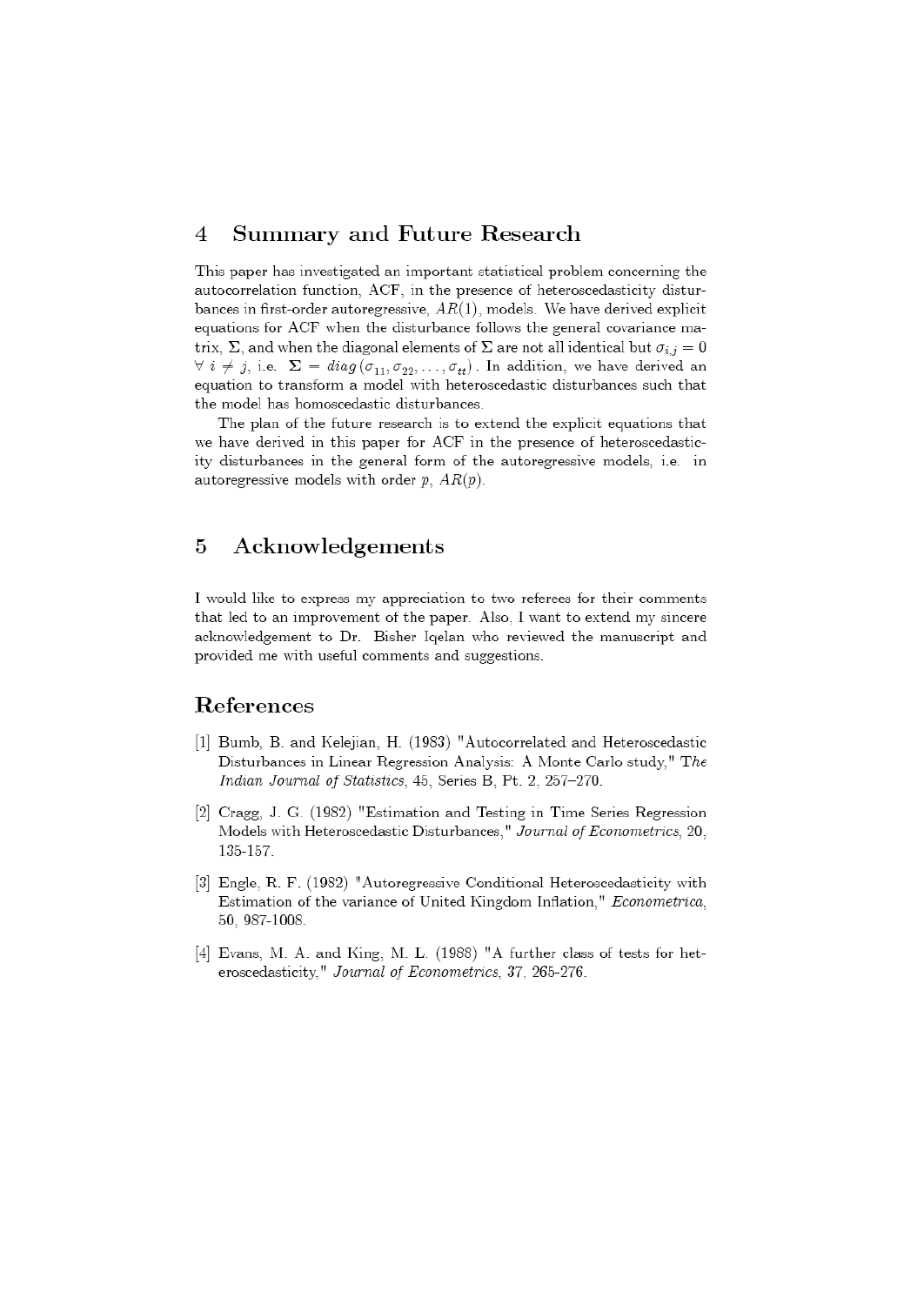## 4 Summary and Future Research

This paper has investigated an important statistical problem concerning the autocorrelation function, ACF, in the presence of heteroscedasticity disturbances in first-order autoregressive, $AR(1)$, models. We have derived explicit equations for ACF when the disturbance follows the general covariance matrix, $\Sigma$, and when the diagonal elements of $\Sigma$ are not all identical but $\sigma_{i,j} = 0$ $\forall\ i \neq j$, i.e. $\Sigma = diag\left(\sigma_{11}, \sigma_{22}, \ldots, \sigma_{tt}\right)$. In addition, we have derived an equation to transform a model with heteroscedastic disturbances such that the model has homoscedastic disturbances.

The plan of the future research is to extend the explicit equations that we have derived in this paper for ACF in the presence of heteroscedasticity disturbances in the general form of the autoregressive models, i.e. in autoregressive models with order $p$, $AR(p)$.

## 5 Acknowledgements

I would like to express my appreciation to two referees for their comments that led to an improvement of the paper. Also, I want to extend my sincere acknowledgement to Dr. Bisher Iqelan who reviewed the manuscript and provided me with useful comments and suggestions.

## References

[1] Bumb, B. and Kelejian, H. (1983) "Autocorrelated and Heteroscedastic Disturbances in Linear Regression Analysis: A Monte Carlo study," *The Indian Journal of Statistics*, 45, Series B, Pt. 2, 257–270.

[2] Cragg, J. G. (1982) "Estimation and Testing in Time Series Regression Models with Heteroscedastic Disturbances," *Journal of Econometrics*, 20, 135-157.

[3] Engle, R. F. (1982) "Autoregressive Conditional Heteroscedasticity with Estimation of the variance of United Kingdom Inflation," *Econometrica*, 50, 987-1008.

[4] Evans, M. A. and King, M. L. (1988) "A further class of tests for heteroscedasticity," *Journal of Econometrics*, 37, 265-276.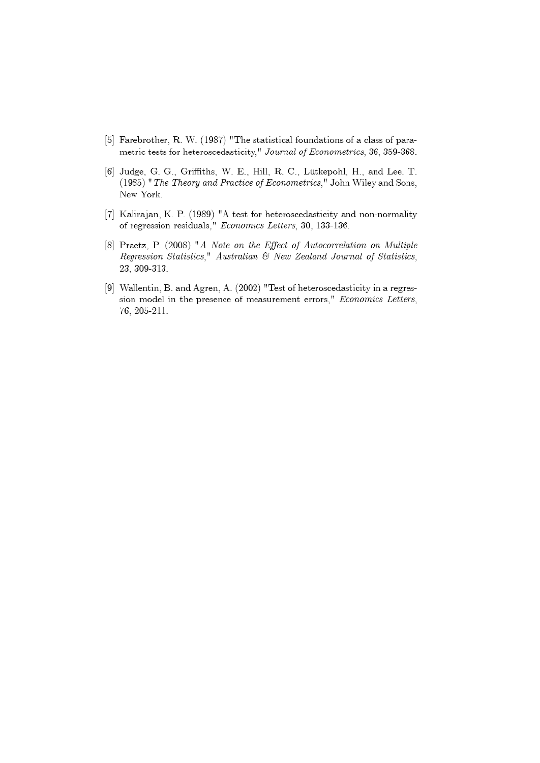[5] Farebrother, R. W. (1987) "The statistical foundations of a class of parametric tests for heteroscedasticity," *Journal of Econometrics*, 36, 359-368.

[6] Judge, G. G., Griffiths, W. E., Hill, R. C., Lütkepohl, H., and Lee. T. (1985) "*The Theory and Practice of Econometrics*," John Wiley and Sons, New York.

[7] Kalirajan, K. P. (1989) "A test for heteroscedasticity and non-normality of regression residuals," *Economics Letters*, 30, 133-136.

[8] Praetz, P. (2008) "*A Note on the Effect of Autocorrelation on Multiple Regression Statistics*," *Australian & New Zealand Journal of Statistics*, 23, 309-313.

[9] Wallentin, B. and Agren, A. (2002) "Test of heteroscedasticity in a regression model in the presence of measurement errors," *Economics Letters*, 76, 205-211.